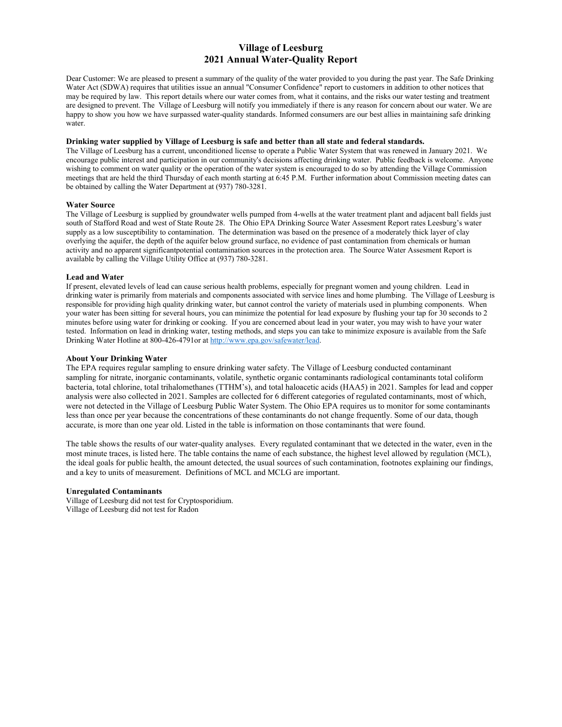# Village of Leesburg
# 2021 Annual Water-Quality Report

Dear Customer: We are pleased to present a summary of the quality of the water provided to you during the past year. The Safe Drinking Water Act (SDWA) requires that utilities issue an annual "Consumer Confidence" report to customers in addition to other notices that may be required by law. This report details where our water comes from, what it contains, and the risks our water testing and treatment are designed to prevent. The Village of Leesburg will notify you immediately if there is any reason for concern about our water. We are happy to show you how we have surpassed water-quality standards. Informed consumers are our best allies in maintaining safe drinking water.

**Drinking water supplied by Village of Leesburg is safe and better than all state and federal standards.**

The Village of Leesburg has a current, unconditioned license to operate a Public Water System that was renewed in January 2021. We encourage public interest and participation in our community's decisions affecting drinking water. Public feedback is welcome. Anyone wishing to comment on water quality or the operation of the water system is encouraged to do so by attending the Village Commission meetings that are held the third Thursday of each month starting at 6:45 P.M. Further information about Commission meeting dates can be obtained by calling the Water Department at (937) 780-3281.

### Water Source

The Village of Leesburg is supplied by groundwater wells pumped from 4-wells at the water treatment plant and adjacent ball fields just south of Stafford Road and west of State Route 28. The Ohio EPA Drinking Source Water Assesment Report rates Leesburg's water supply as a low susceptibility to contamination. The determination was based on the presence of a moderately thick layer of clay overlying the aquifer, the depth of the aquifer below ground surface, no evidence of past contamination from chemicals or human activity and no apparent significantpotential contamination sources in the protection area. The Source Water Assesment Report is available by calling the Village Utility Office at (937) 780-3281.

### Lead and Water

If present, elevated levels of lead can cause serious health problems, especially for pregnant women and young children. Lead in drinking water is primarily from materials and components associated with service lines and home plumbing. The Village of Leesburg is responsible for providing high quality drinking water, but cannot control the variety of materials used in plumbing components. When your water has been sitting for several hours, you can minimize the potential for lead exposure by flushing your tap for 30 seconds to 2 minutes before using water for drinking or cooking. If you are concerned about lead in your water, you may wish to have your water tested. Information on lead in drinking water, testing methods, and steps you can take to minimize exposure is available from the Safe Drinking Water Hotline at 800-426-4791or at [http://www.epa.gov/safewater/lead](http://www.epa.gov/safewater/lead).

### About Your Drinking Water

The EPA requires regular sampling to ensure drinking water safety. The Village of Leesburg conducted contaminant sampling for nitrate, inorganic contaminants, volatile, synthetic organic contaminants radiological contaminants total coliform bacteria, total chlorine, total trihalomethanes (TTHM's), and total haloacetic acids (HAA5) in 2021. Samples for lead and copper analysis were also collected in 2021. Samples are collected for 6 different categories of regulated contaminants, most of which, were not detected in the Village of Leesburg Public Water System. The Ohio EPA requires us to monitor for some contaminants less than once per year because the concentrations of these contaminants do not change frequently. Some of our data, though accurate, is more than one year old. Listed in the table is information on those contaminants that were found.

The table shows the results of our water-quality analyses. Every regulated contaminant that we detected in the water, even in the most minute traces, is listed here. The table contains the name of each substance, the highest level allowed by regulation (MCL), the ideal goals for public health, the amount detected, the usual sources of such contamination, footnotes explaining our findings, and a key to units of measurement. Definitions of MCL and MCLG are important.

### Unregulated Contaminants

Village of Leesburg did not test for Cryptosporidium.
Village of Leesburg did not test for Radon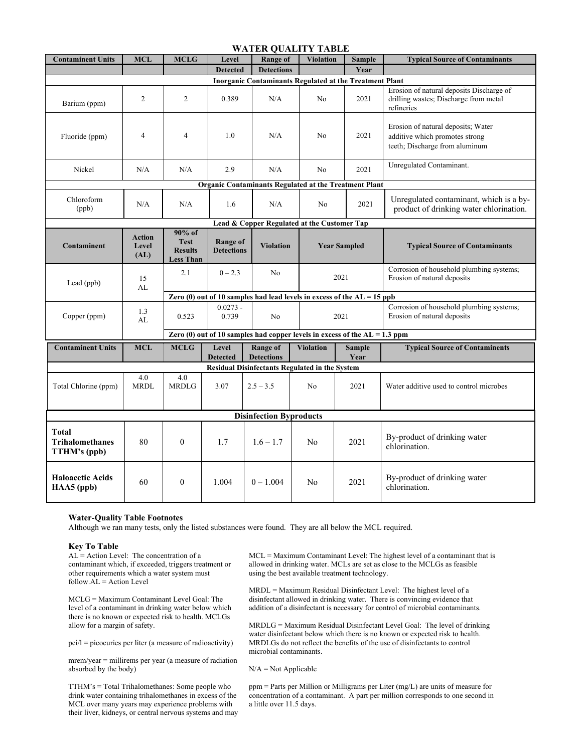# WATER QUALITY TABLE

| Contaminent Units | MCL | MCLG | Level Detected | Range of Detections | Violation | Sample Year | Typical Source of Contaminants |
|---|---|---|---|---|---|---|---|
| **Inorganic Contaminants Regulated at the Treatment Plant** | | | | | | | |
| Barium (ppm) | 2 | 2 | 0.389 | N/A | No | 2021 | Erosion of natural deposits Discharge of drilling wastes; Discharge from metal refineries |
| Fluoride (ppm) | 4 | 4 | 1.0 | N/A | No | 2021 | Erosion of natural deposits; Water additive which promotes strong teeth; Discharge from aluminum |
| Nickel | N/A | N/A | 2.9 | N/A | No | 2021 | Unregulated Contaminant. |
| **Organic Contaminants Regulated at the Treatment Plant** | | | | | | | |
| Chloroform (ppb) | N/A | N/A | 1.6 | N/A | No | 2021 | Unregulated contaminant, which is a by-product of drinking water chlorination. |

**Lead & Copper Regulated at the Customer Tap**

| Contaminent | Action Level (AL) | 90% of Test Results Less Than | Range of Detections | Violation | Year Sampled | Typical Source of Contaminants |
|---|---|---|---|---|---|---|
| Lead (ppb) | 15 AL | 2.1 | 0 – 2.3 | No | 2021 | Corrosion of household plumbing systems; Erosion of natural deposits |
| | | **Zero (0) out of 10 samples had lead levels in excess of the AL = 15 ppb** | | | | |
| Copper (ppm) | 1.3 AL | 0.523 | 0.0273 - 0.739 | No | 2021 | Corrosion of household plumbing systems; Erosion of natural deposits |
| | | **Zero (0) out of 10 samples had copper levels in excess of the AL = 1.3 ppm** | | | | |

| Contaminent Units | MCL | MCLG | Level Detected | Range of Detections | Violation | Sample Year | Typical Source of Contaminents |
|---|---|---|---|---|---|---|---|
| **Residual Disinfectants Regulated in the System** | | | | | | | |
| Total Chlorine (ppm) | 4.0 MRDL | 4.0 MRDLG | 3.07 | 2.5 – 3.5 | No | 2021 | Water additive used to control microbes |
| **Disinfection Byproducts** | | | | | | | |
| **Total Trihalomethanes TTHM's (ppb)** | 80 | 0 | 1.7 | 1.6 – 1.7 | No | 2021 | By-product of drinking water chlorination. |
| **Haloacetic Acids HAA5 (ppb)** | 60 | 0 | 1.004 | 0 – 1.004 | No | 2021 | By-product of drinking water chlorination. |

**Water-Quality Table Footnotes**

Although we ran many tests, only the listed substances were found. They are all below the MCL required.

**Key To Table**

AL = Action Level: The concentration of a contaminant which, if exceeded, triggers treatment or other requirements which a water system must follow.AL = Action Level

MCLG = Maximum Contaminant Level Goal: The level of a contaminant in drinking water below which there is no known or expected risk to health. MCLGs allow for a margin of safety.

pci/l = picocuries per liter (a measure of radioactivity)

mrem/year = millirems per year (a measure of radiation absorbed by the body)

TTHM's = Total Trihalomethanes: Some people who drink water containing trihalomethanes in excess of the MCL over many years may experience problems with their liver, kidneys, or central nervous systems and may

MCL = Maximum Contaminant Level: The highest level of a contaminant that is allowed in drinking water. MCLs are set as close to the MCLGs as feasible using the best available treatment technology.

MRDL = Maximum Residual Disinfectant Level: The highest level of a disinfectant allowed in drinking water. There is convincing evidence that addition of a disinfectant is necessary for control of microbial contaminants.

MRDLG = Maximum Residual Disinfectant Level Goal: The level of drinking water disinfectant below which there is no known or expected risk to health. MRDLGs do not reflect the benefits of the use of disinfectants to control microbial contaminants.

N/A = Not Applicable

ppm = Parts per Million or Milligrams per Liter (mg/L) are units of measure for concentration of a contaminant. A part per million corresponds to one second in a little over 11.5 days.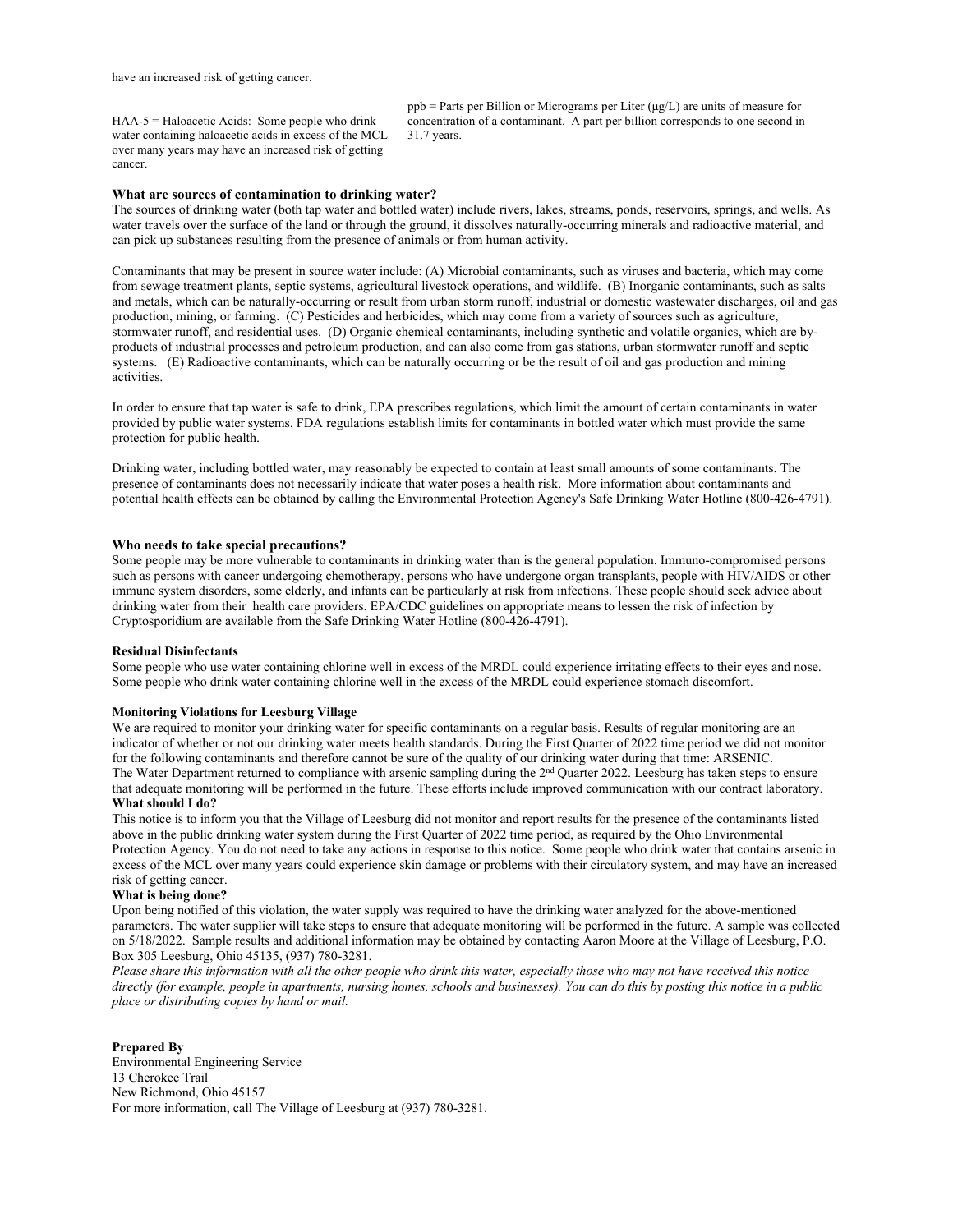have an increased risk of getting cancer.

HAA-5 = Haloacetic Acids: Some people who drink water containing haloacetic acids in excess of the MCL over many years may have an increased risk of getting cancer.

ppb = Parts per Billion or Micrograms per Liter (μg/L) are units of measure for concentration of a contaminant. A part per billion corresponds to one second in 31.7 years.

**What are sources of contamination to drinking water?**
The sources of drinking water (both tap water and bottled water) include rivers, lakes, streams, ponds, reservoirs, springs, and wells. As water travels over the surface of the land or through the ground, it dissolves naturally-occurring minerals and radioactive material, and can pick up substances resulting from the presence of animals or from human activity.

Contaminants that may be present in source water include: (A) Microbial contaminants, such as viruses and bacteria, which may come from sewage treatment plants, septic systems, agricultural livestock operations, and wildlife. (B) Inorganic contaminants, such as salts and metals, which can be naturally-occurring or result from urban storm runoff, industrial or domestic wastewater discharges, oil and gas production, mining, or farming. (C) Pesticides and herbicides, which may come from a variety of sources such as agriculture, stormwater runoff, and residential uses. (D) Organic chemical contaminants, including synthetic and volatile organics, which are by-products of industrial processes and petroleum production, and can also come from gas stations, urban stormwater runoff and septic systems. (E) Radioactive contaminants, which can be naturally occurring or be the result of oil and gas production and mining activities.

In order to ensure that tap water is safe to drink, EPA prescribes regulations, which limit the amount of certain contaminants in water provided by public water systems. FDA regulations establish limits for contaminants in bottled water which must provide the same protection for public health.

Drinking water, including bottled water, may reasonably be expected to contain at least small amounts of some contaminants. The presence of contaminants does not necessarily indicate that water poses a health risk. More information about contaminants and potential health effects can be obtained by calling the Environmental Protection Agency's Safe Drinking Water Hotline (800-426-4791).

**Who needs to take special precautions?**
Some people may be more vulnerable to contaminants in drinking water than is the general population. Immuno-compromised persons such as persons with cancer undergoing chemotherapy, persons who have undergone organ transplants, people with HIV/AIDS or other immune system disorders, some elderly, and infants can be particularly at risk from infections. These people should seek advice about drinking water from their health care providers. EPA/CDC guidelines on appropriate means to lessen the risk of infection by Cryptosporidium are available from the Safe Drinking Water Hotline (800-426-4791).

**Residual Disinfectants**
Some people who use water containing chlorine well in excess of the MRDL could experience irritating effects to their eyes and nose. Some people who drink water containing chlorine well in the excess of the MRDL could experience stomach discomfort.

**Monitoring Violations for Leesburg Village**
We are required to monitor your drinking water for specific contaminants on a regular basis. Results of regular monitoring are an indicator of whether or not our drinking water meets health standards. During the First Quarter of 2022 time period we did not monitor for the following contaminants and therefore cannot be sure of the quality of our drinking water during that time: ARSENIC.
The Water Department returned to compliance with arsenic sampling during the 2nd Quarter 2022. Leesburg has taken steps to ensure that adequate monitoring will be performed in the future. These efforts include improved communication with our contract laboratory.
**What should I do?**
This notice is to inform you that the Village of Leesburg did not monitor and report results for the presence of the contaminants listed above in the public drinking water system during the First Quarter of 2022 time period, as required by the Ohio Environmental Protection Agency. You do not need to take any actions in response to this notice. Some people who drink water that contains arsenic in excess of the MCL over many years could experience skin damage or problems with their circulatory system, and may have an increased risk of getting cancer.
**What is being done?**
Upon being notified of this violation, the water supply was required to have the drinking water analyzed for the above-mentioned parameters. The water supplier will take steps to ensure that adequate monitoring will be performed in the future. A sample was collected on 5/18/2022. Sample results and additional information may be obtained by contacting Aaron Moore at the Village of Leesburg, P.O. Box 305 Leesburg, Ohio 45135, (937) 780-3281.
*Please share this information with all the other people who drink this water, especially those who may not have received this notice directly (for example, people in apartments, nursing homes, schools and businesses). You can do this by posting this notice in a public place or distributing copies by hand or mail.*

**Prepared By**
Environmental Engineering Service
13 Cherokee Trail
New Richmond, Ohio 45157
For more information, call The Village of Leesburg at (937) 780-3281.